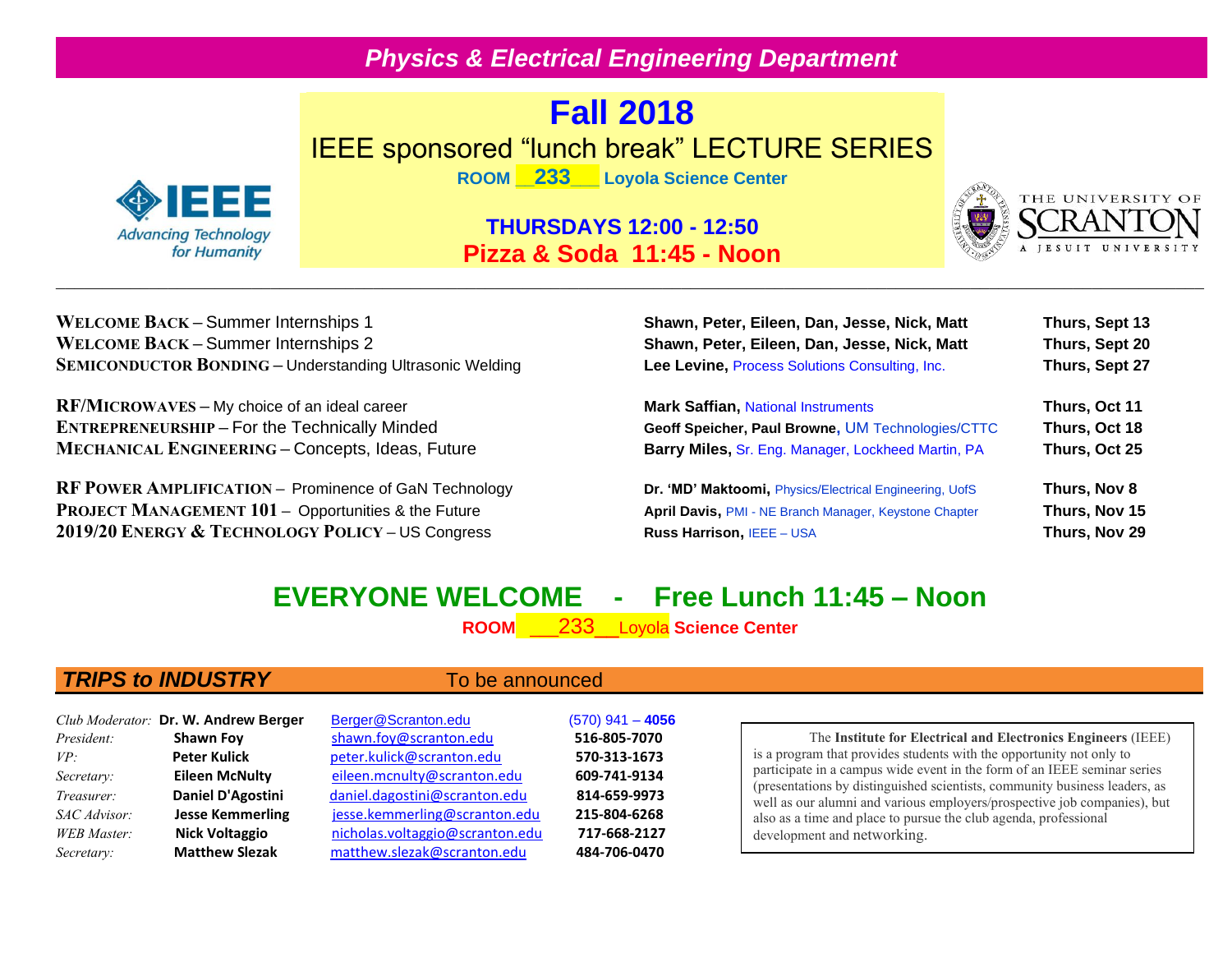## *Physics & Electrical Engineering Department*

# Fall 2018

## IEEE sponsored "lunch break" LECTURE SERIES

**ROOM __233___ Loyola Science Center**

**THURSDAYS 12:00 - 12:50**

**Pizza & Soda 11:45 - Noon**

---

| Topic | Speaker | Date |
|---|---|---|
| **WELCOME BACK** – Summer Internships 1 | **Shawn, Peter, Eileen, Dan, Jesse, Nick, Matt** | **Thurs, Sept 13** |
| **WELCOME BACK** – Summer Internships 2 | **Shawn, Peter, Eileen, Dan, Jesse, Nick, Matt** | **Thurs, Sept 20** |
| **SEMICONDUCTOR BONDING** – Understanding Ultrasonic Welding | **Lee Levine,** Process Solutions Consulting, Inc. | **Thurs, Sept 27** |
| **RF/MICROWAVES** – My choice of an ideal career | **Mark Saffian,** National Instruments | **Thurs, Oct 11** |
| **ENTREPRENEURSHIP** – For the Technically Minded | **Geoff Speicher, Paul Browne,** UM Technologies/CTTC | **Thurs, Oct 18** |
| **MECHANICAL ENGINEERING** – Concepts, Ideas, Future | **Barry Miles,** Sr. Eng. Manager, Lockheed Martin, PA | **Thurs, Oct 25** |
| **RF POWER AMPLIFICATION** – Prominence of GaN Technology | **Dr. 'MD' Maktoomi,** Physics/Electrical Engineering, UofS | **Thurs, Nov 8** |
| **PROJECT MANAGEMENT 101** – Opportunities & the Future | **April Davis,** PMI - NE Branch Manager, Keystone Chapter | **Thurs, Nov 15** |
| **2019/20 ENERGY & TECHNOLOGY POLICY** – US Congress | **Russ Harrison,** IEEE – USA | **Thurs, Nov 29** |

## EVERYONE WELCOME - Free Lunch 11:45 – Noon

**ROOM ___233__Loyola Science Center**

## *TRIPS to INDUSTRY* To be announced

| | | | |
|---|---|---|---|
| *Club Moderator:* | **Dr. W. Andrew Berger** | Berger@Scranton.edu | (570) 941 – **4056** |
| *President:* | **Shawn Foy** | shawn.foy@scranton.edu | **516-805-7070** |
| *VP:* | **Peter Kulick** | peter.kulick@scranton.edu | **570-313-1673** |
| *Secretary:* | **Eileen McNulty** | eileen.mcnulty@scranton.edu | **609-741-9134** |
| *Treasurer:* | **Daniel D'Agostini** | daniel.dagostini@scranton.edu | **814-659-9973** |
| *SAC Advisor:* | **Jesse Kemmerling** | jesse.kemmerling@scranton.edu | **215-804-6268** |
| *WEB Master:* | **Nick Voltaggio** | nicholas.voltaggio@scranton.edu | **717-668-2127** |
| *Secretary:* | **Matthew Slezak** | matthew.slezak@scranton.edu | **484-706-0470** |

The **Institute for Electrical and Electronics Engineers** (IEEE) is a program that provides students with the opportunity not only to participate in a campus wide event in the form of an IEEE seminar series (presentations by distinguished scientists, community business leaders, as well as our alumni and various employers/prospective job companies), but also as a time and place to pursue the club agenda, professional development and networking.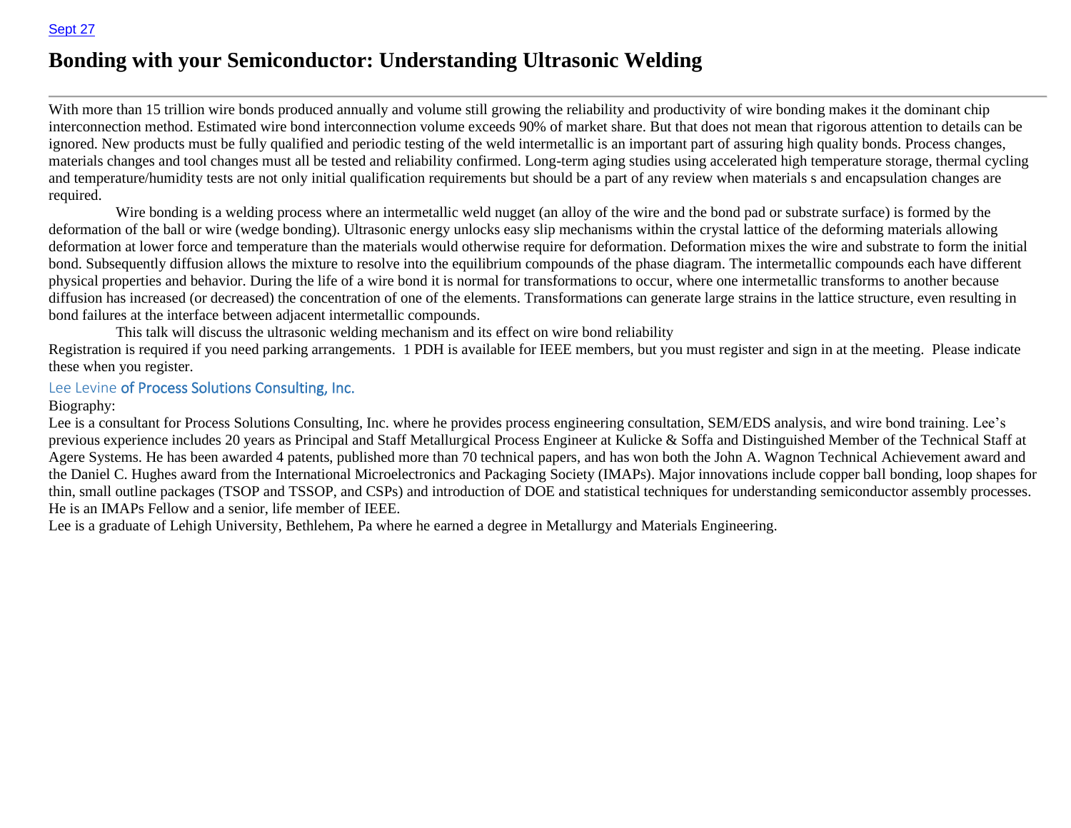[Sept 27](#)

# Bonding with your Semiconductor: Understanding Ultrasonic Welding

---

With more than 15 trillion wire bonds produced annually and volume still growing the reliability and productivity of wire bonding makes it the dominant chip interconnection method. Estimated wire bond interconnection volume exceeds 90% of market share. But that does not mean that rigorous attention to details can be ignored. New products must be fully qualified and periodic testing of the weld intermetallic is an important part of assuring high quality bonds. Process changes, materials changes and tool changes must all be tested and reliability confirmed. Long-term aging studies using accelerated high temperature storage, thermal cycling and temperature/humidity tests are not only initial qualification requirements but should be a part of any review when materials s and encapsulation changes are required.

Wire bonding is a welding process where an intermetallic weld nugget (an alloy of the wire and the bond pad or substrate surface) is formed by the deformation of the ball or wire (wedge bonding). Ultrasonic energy unlocks easy slip mechanisms within the crystal lattice of the deforming materials allowing deformation at lower force and temperature than the materials would otherwise require for deformation. Deformation mixes the wire and substrate to form the initial bond. Subsequently diffusion allows the mixture to resolve into the equilibrium compounds of the phase diagram. The intermetallic compounds each have different physical properties and behavior. During the life of a wire bond it is normal for transformations to occur, where one intermetallic transforms to another because diffusion has increased (or decreased) the concentration of one of the elements. Transformations can generate large strains in the lattice structure, even resulting in bond failures at the interface between adjacent intermetallic compounds.

This talk will discuss the ultrasonic welding mechanism and its effect on wire bond reliability

Registration is required if you need parking arrangements. 1 PDH is available for IEEE members, but you must register and sign in at the meeting. Please indicate these when you register.

Lee Levine of Process Solutions Consulting, Inc.

Biography:

Lee is a consultant for Process Solutions Consulting, Inc. where he provides process engineering consultation, SEM/EDS analysis, and wire bond training. Lee's previous experience includes 20 years as Principal and Staff Metallurgical Process Engineer at Kulicke & Soffa and Distinguished Member of the Technical Staff at Agere Systems. He has been awarded 4 patents, published more than 70 technical papers, and has won both the John A. Wagnon Technical Achievement award and the Daniel C. Hughes award from the International Microelectronics and Packaging Society (IMAPs). Major innovations include copper ball bonding, loop shapes for thin, small outline packages (TSOP and TSSOP, and CSPs) and introduction of DOE and statistical techniques for understanding semiconductor assembly processes. He is an IMAPs Fellow and a senior, life member of IEEE.

Lee is a graduate of Lehigh University, Bethlehem, Pa where he earned a degree in Metallurgy and Materials Engineering.